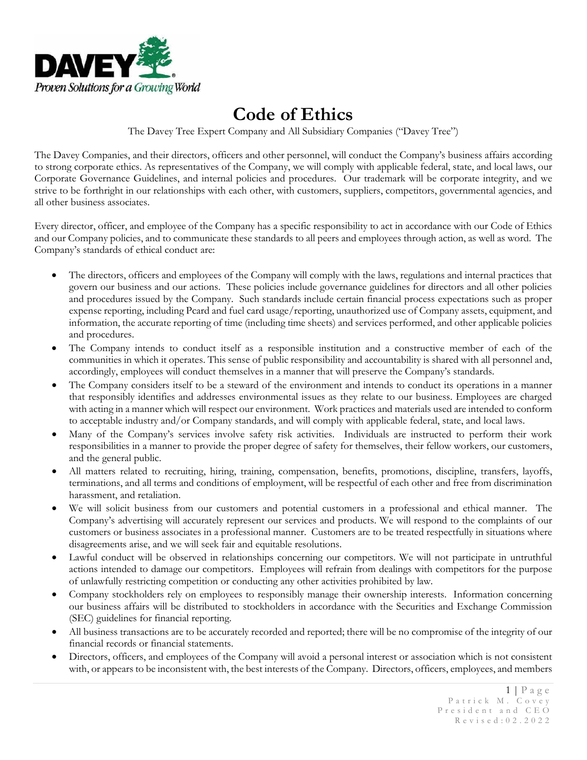# Code of Ethics

The Davey Tree Expert Company and All Subsidiary Companies ("Davey Tree")

The Davey Companies, and their directors, officers and other personnel, will conduct the Company's business affairs according to strong corporate ethics. As representatives of the Company, we will comply with applicable federal, state, and local laws, our Corporate Governance Guidelines, and internal policies and procedures. Our trademark will be corporate integrity, and we strive to be forthright in our relationships with each other, with customers, suppliers, competitors, governmental agencies, and all other business associates.

Every director, officer, and employee of the Company has a specific responsibility to act in accordance with our Code of Ethics and our Company policies, and to communicate these standards to all peers and employees through action, as well as word. The Company's standards of ethical conduct are:

- The directors, officers and employees of the Company will comply with the laws, regulations and internal practices that govern our business and our actions. These policies include governance guidelines for directors and all other policies and procedures issued by the Company. Such standards include certain financial process expectations such as proper expense reporting, including Pcard and fuel card usage/reporting, unauthorized use of Company assets, equipment, and information, the accurate reporting of time (including time sheets) and services performed, and other applicable policies and procedures.
- The Company intends to conduct itself as a responsible institution and a constructive member of each of the communities in which it operates. This sense of public responsibility and accountability is shared with all personnel and, accordingly, employees will conduct themselves in a manner that will preserve the Company's standards.
- The Company considers itself to be a steward of the environment and intends to conduct its operations in a manner that responsibly identifies and addresses environmental issues as they relate to our business. Employees are charged with acting in a manner which will respect our environment. Work practices and materials used are intended to conform to acceptable industry and/or Company standards, and will comply with applicable federal, state, and local laws.
- Many of the Company's services involve safety risk activities. Individuals are instructed to perform their work responsibilities in a manner to provide the proper degree of safety for themselves, their fellow workers, our customers, and the general public.
- All matters related to recruiting, hiring, training, compensation, benefits, promotions, discipline, transfers, layoffs, terminations, and all terms and conditions of employment, will be respectful of each other and free from discrimination harassment, and retaliation.
- We will solicit business from our customers and potential customers in a professional and ethical manner. The Company's advertising will accurately represent our services and products. We will respond to the complaints of our customers or business associates in a professional manner. Customers are to be treated respectfully in situations where disagreements arise, and we will seek fair and equitable resolutions.
- Lawful conduct will be observed in relationships concerning our competitors. We will not participate in untruthful actions intended to damage our competitors. Employees will refrain from dealings with competitors for the purpose of unlawfully restricting competition or conducting any other activities prohibited by law.
- Company stockholders rely on employees to responsibly manage their ownership interests. Information concerning our business affairs will be distributed to stockholders in accordance with the Securities and Exchange Commission (SEC) guidelines for financial reporting.
- All business transactions are to be accurately recorded and reported; there will be no compromise of the integrity of our financial records or financial statements.
- Directors, officers, and employees of the Company will avoid a personal interest or association which is not consistent with, or appears to be inconsistent with, the best interests of the Company. Directors, officers, employees, and members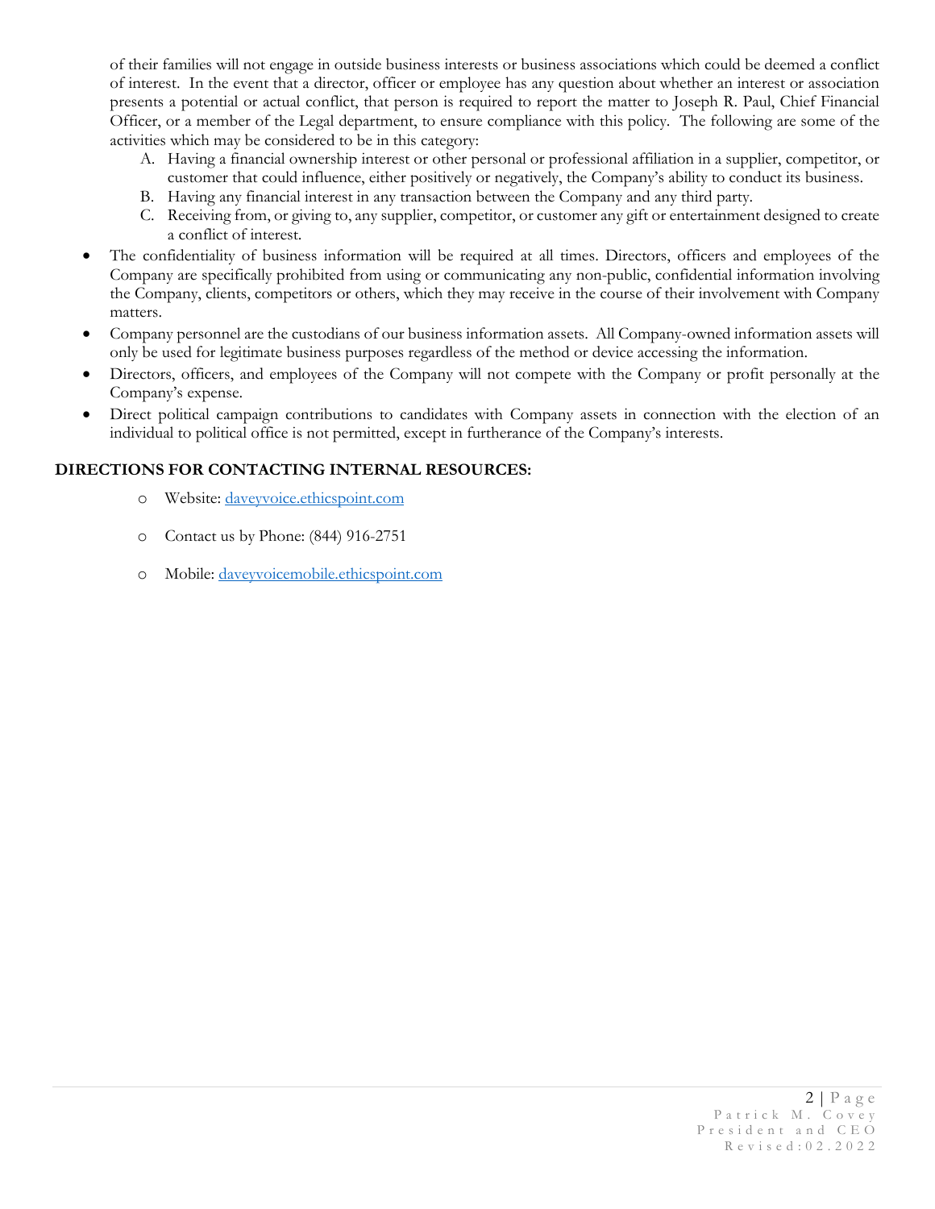of their families will not engage in outside business interests or business associations which could be deemed a conflict of interest. In the event that a director, officer or employee has any question about whether an interest or association presents a potential or actual conflict, that person is required to report the matter to Joseph R. Paul, Chief Financial Officer, or a member of the Legal department, to ensure compliance with this policy. The following are some of the activities which may be considered to be in this category:

   A. Having a financial ownership interest or other personal or professional affiliation in a supplier, competitor, or customer that could influence, either positively or negatively, the Company's ability to conduct its business.
   B. Having any financial interest in any transaction between the Company and any third party.
   C. Receiving from, or giving to, any supplier, competitor, or customer any gift or entertainment designed to create a conflict of interest.

- The confidentiality of business information will be required at all times. Directors, officers and employees of the Company are specifically prohibited from using or communicating any non-public, confidential information involving the Company, clients, competitors or others, which they may receive in the course of their involvement with Company matters.
- Company personnel are the custodians of our business information assets. All Company-owned information assets will only be used for legitimate business purposes regardless of the method or device accessing the information.
- Directors, officers, and employees of the Company will not compete with the Company or profit personally at the Company's expense.
- Direct political campaign contributions to candidates with Company assets in connection with the election of an individual to political office is not permitted, except in furtherance of the Company's interests.

**DIRECTIONS FOR CONTACTING INTERNAL RESOURCES:**

- Website: [daveyvoice.ethicspoint.com](daveyvoice.ethicspoint.com)
- Contact us by Phone: (844) 916-2751
- Mobile: [daveyvoicemobile.ethicspoint.com](daveyvoicemobile.ethicspoint.com)

Patrick M. Covey
President and CEO
Revised:02.2022